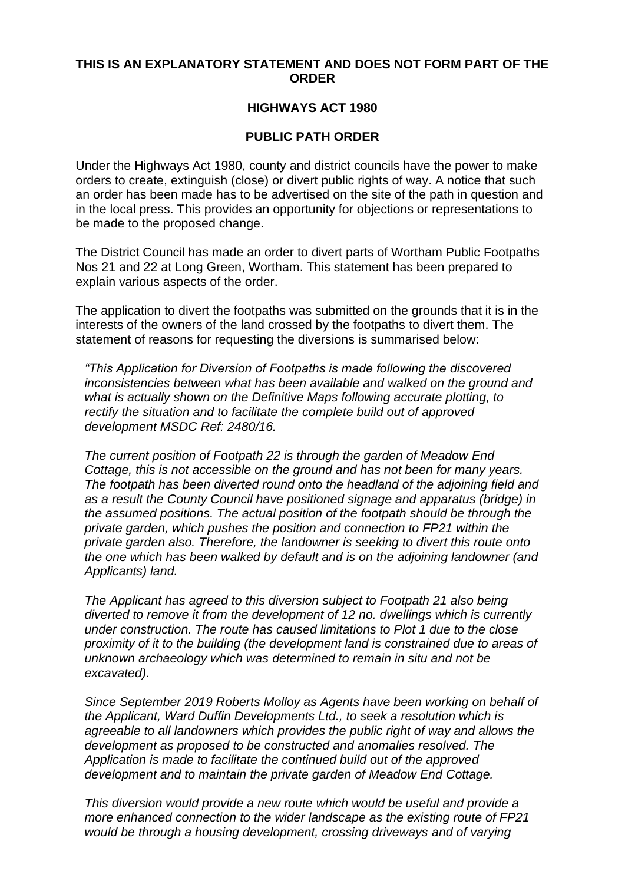**THIS IS AN EXPLANATORY STATEMENT AND DOES NOT FORM PART OF THE ORDER**

**HIGHWAYS ACT 1980**

**PUBLIC PATH ORDER**

Under the Highways Act 1980, county and district councils have the power to make orders to create, extinguish (close) or divert public rights of way. A notice that such an order has been made has to be advertised on the site of the path in question and in the local press. This provides an opportunity for objections or representations to be made to the proposed change.

The District Council has made an order to divert parts of Wortham Public Footpaths Nos 21 and 22 at Long Green, Wortham. This statement has been prepared to explain various aspects of the order.

The application to divert the footpaths was submitted on the grounds that it is in the interests of the owners of the land crossed by the footpaths to divert them. The statement of reasons for requesting the diversions is summarised below:

*"This Application for Diversion of Footpaths is made following the discovered inconsistencies between what has been available and walked on the ground and what is actually shown on the Definitive Maps following accurate plotting, to rectify the situation and to facilitate the complete build out of approved development MSDC Ref: 2480/16.*

*The current position of Footpath 22 is through the garden of Meadow End Cottage, this is not accessible on the ground and has not been for many years. The footpath has been diverted round onto the headland of the adjoining field and as a result the County Council have positioned signage and apparatus (bridge) in the assumed positions. The actual position of the footpath should be through the private garden, which pushes the position and connection to FP21 within the private garden also. Therefore, the landowner is seeking to divert this route onto the one which has been walked by default and is on the adjoining landowner (and Applicants) land.*

*The Applicant has agreed to this diversion subject to Footpath 21 also being diverted to remove it from the development of 12 no. dwellings which is currently under construction. The route has caused limitations to Plot 1 due to the close proximity of it to the building (the development land is constrained due to areas of unknown archaeology which was determined to remain in situ and not be excavated).*

*Since September 2019 Roberts Molloy as Agents have been working on behalf of the Applicant, Ward Duffin Developments Ltd., to seek a resolution which is agreeable to all landowners which provides the public right of way and allows the development as proposed to be constructed and anomalies resolved. The Application is made to facilitate the continued build out of the approved development and to maintain the private garden of Meadow End Cottage.*

*This diversion would provide a new route which would be useful and provide a more enhanced connection to the wider landscape as the existing route of FP21 would be through a housing development, crossing driveways and of varying*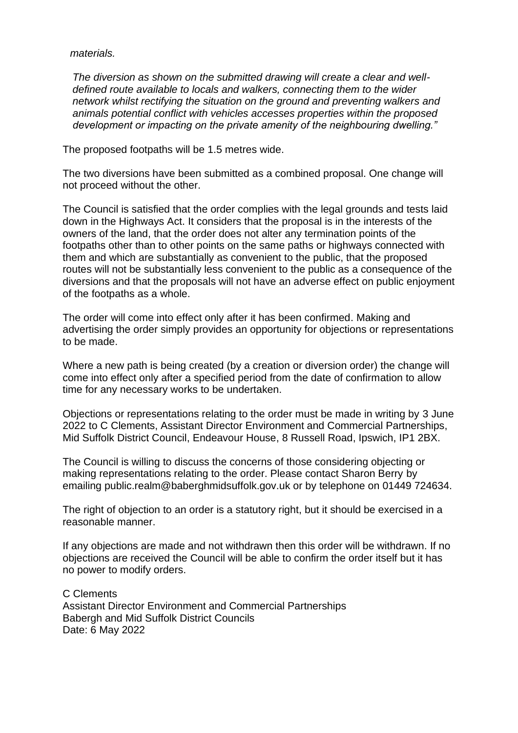*materials.*

*The diversion as shown on the submitted drawing will create a clear and well-defined route available to locals and walkers, connecting them to the wider network whilst rectifying the situation on the ground and preventing walkers and animals potential conflict with vehicles accesses properties within the proposed development or impacting on the private amenity of the neighbouring dwelling."*

The proposed footpaths will be 1.5 metres wide.

The two diversions have been submitted as a combined proposal. One change will not proceed without the other.

The Council is satisfied that the order complies with the legal grounds and tests laid down in the Highways Act. It considers that the proposal is in the interests of the owners of the land, that the order does not alter any termination points of the footpaths other than to other points on the same paths or highways connected with them and which are substantially as convenient to the public, that the proposed routes will not be substantially less convenient to the public as a consequence of the diversions and that the proposals will not have an adverse effect on public enjoyment of the footpaths as a whole.

The order will come into effect only after it has been confirmed. Making and advertising the order simply provides an opportunity for objections or representations to be made.

Where a new path is being created (by a creation or diversion order) the change will come into effect only after a specified period from the date of confirmation to allow time for any necessary works to be undertaken.

Objections or representations relating to the order must be made in writing by 3 June 2022 to C Clements, Assistant Director Environment and Commercial Partnerships, Mid Suffolk District Council, Endeavour House, 8 Russell Road, Ipswich, IP1 2BX.

The Council is willing to discuss the concerns of those considering objecting or making representations relating to the order. Please contact Sharon Berry by emailing public.realm@baberghmidsuffolk.gov.uk or by telephone on 01449 724634.

The right of objection to an order is a statutory right, but it should be exercised in a reasonable manner.

If any objections are made and not withdrawn then this order will be withdrawn. If no objections are received the Council will be able to confirm the order itself but it has no power to modify orders.

C Clements  
Assistant Director Environment and Commercial Partnerships  
Babergh and Mid Suffolk District Councils  
Date: 6 May 2022